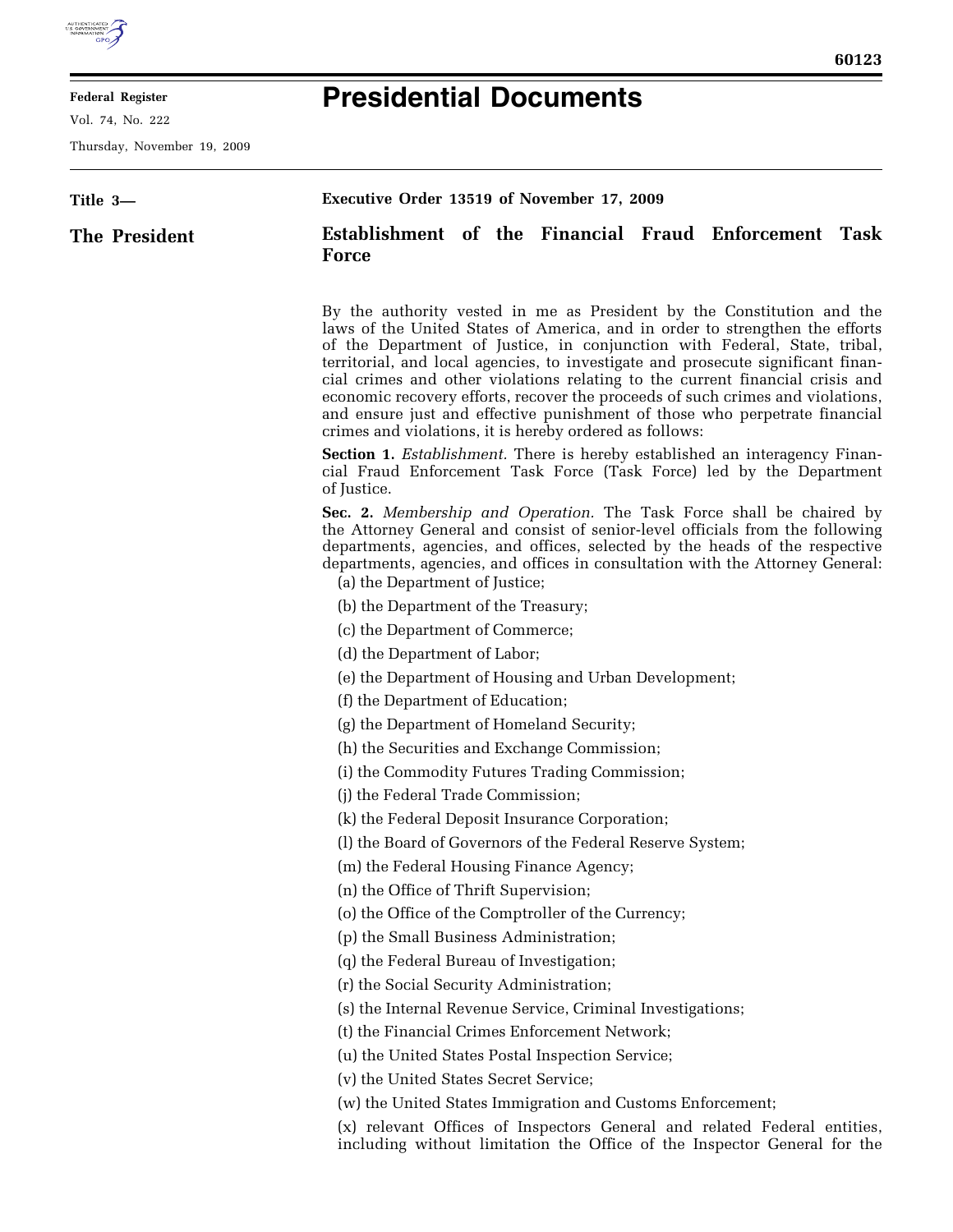**Federal Register**

Vol. 74, No. 222

Thursday, November 19, 2009

# Presidential Documents

**Title 3—**

**The President**

**Executive Order 13519 of November 17, 2009**

## Establishment of the Financial Fraud Enforcement Task Force

By the authority vested in me as President by the Constitution and the laws of the United States of America, and in order to strengthen the efforts of the Department of Justice, in conjunction with Federal, State, tribal, territorial, and local agencies, to investigate and prosecute significant financial crimes and other violations relating to the current financial crisis and economic recovery efforts, recover the proceeds of such crimes and violations, and ensure just and effective punishment of those who perpetrate financial crimes and violations, it is hereby ordered as follows:

**Section 1.** *Establishment.* There is hereby established an interagency Financial Fraud Enforcement Task Force (Task Force) led by the Department of Justice.

**Sec. 2.** *Membership and Operation.* The Task Force shall be chaired by the Attorney General and consist of senior-level officials from the following departments, agencies, and offices, selected by the heads of the respective departments, agencies, and offices in consultation with the Attorney General:

(a) the Department of Justice;

(b) the Department of the Treasury;

(c) the Department of Commerce;

(d) the Department of Labor;

(e) the Department of Housing and Urban Development;

(f) the Department of Education;

(g) the Department of Homeland Security;

(h) the Securities and Exchange Commission;

(i) the Commodity Futures Trading Commission;

(j) the Federal Trade Commission;

(k) the Federal Deposit Insurance Corporation;

(l) the Board of Governors of the Federal Reserve System;

(m) the Federal Housing Finance Agency;

(n) the Office of Thrift Supervision;

(o) the Office of the Comptroller of the Currency;

(p) the Small Business Administration;

(q) the Federal Bureau of Investigation;

(r) the Social Security Administration;

(s) the Internal Revenue Service, Criminal Investigations;

(t) the Financial Crimes Enforcement Network;

(u) the United States Postal Inspection Service;

(v) the United States Secret Service;

(w) the United States Immigration and Customs Enforcement;

(x) relevant Offices of Inspectors General and related Federal entities, including without limitation the Office of the Inspector General for the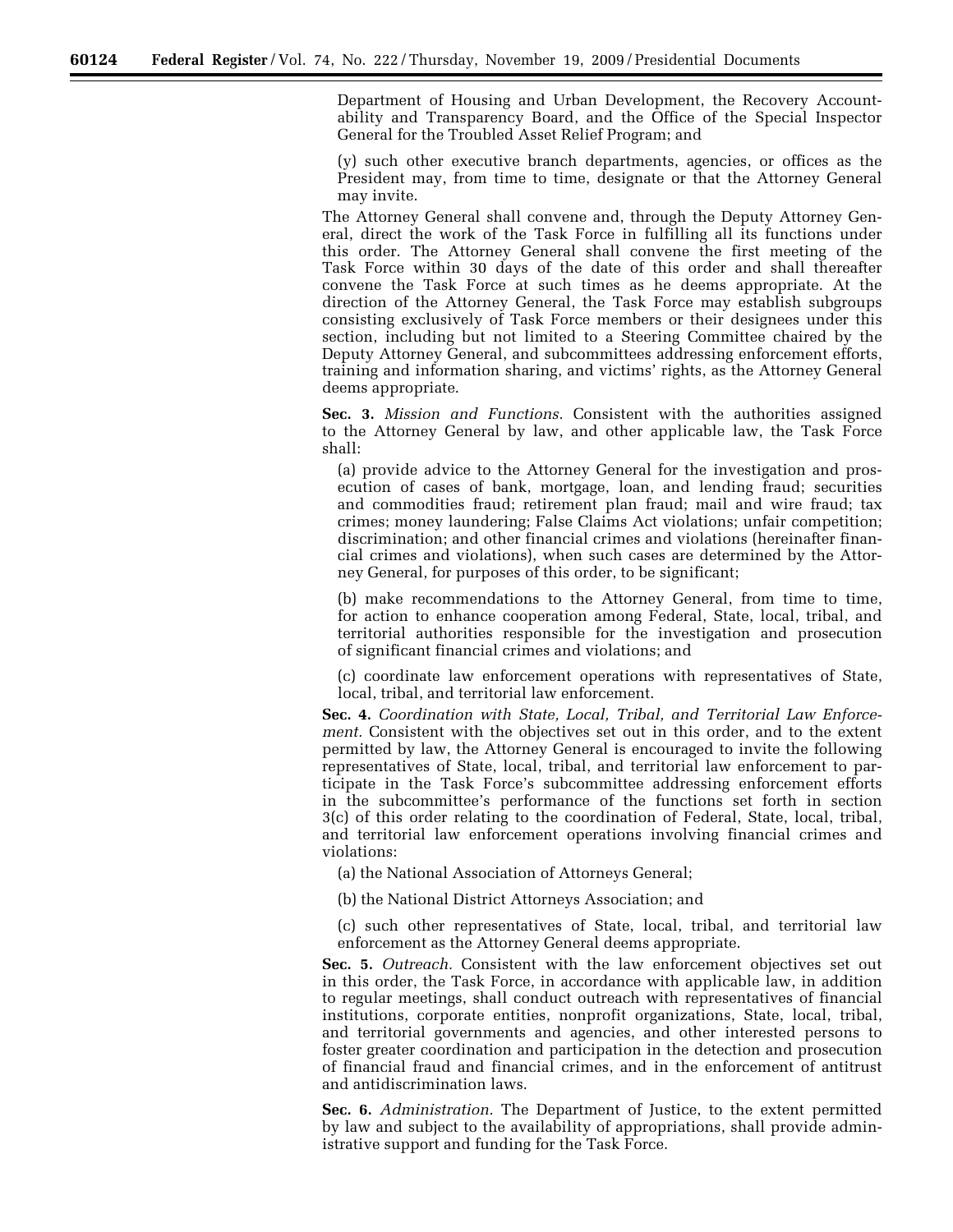Department of Housing and Urban Development, the Recovery Accountability and Transparency Board, and the Office of the Special Inspector General for the Troubled Asset Relief Program; and

(y) such other executive branch departments, agencies, or offices as the President may, from time to time, designate or that the Attorney General may invite.

The Attorney General shall convene and, through the Deputy Attorney General, direct the work of the Task Force in fulfilling all its functions under this order. The Attorney General shall convene the first meeting of the Task Force within 30 days of the date of this order and shall thereafter convene the Task Force at such times as he deems appropriate. At the direction of the Attorney General, the Task Force may establish subgroups consisting exclusively of Task Force members or their designees under this section, including but not limited to a Steering Committee chaired by the Deputy Attorney General, and subcommittees addressing enforcement efforts, training and information sharing, and victims' rights, as the Attorney General deems appropriate.

**Sec. 3.** *Mission and Functions.* Consistent with the authorities assigned to the Attorney General by law, and other applicable law, the Task Force shall:

(a) provide advice to the Attorney General for the investigation and prosecution of cases of bank, mortgage, loan, and lending fraud; securities and commodities fraud; retirement plan fraud; mail and wire fraud; tax crimes; money laundering; False Claims Act violations; unfair competition; discrimination; and other financial crimes and violations (hereinafter financial crimes and violations), when such cases are determined by the Attorney General, for purposes of this order, to be significant;

(b) make recommendations to the Attorney General, from time to time, for action to enhance cooperation among Federal, State, local, tribal, and territorial authorities responsible for the investigation and prosecution of significant financial crimes and violations; and

(c) coordinate law enforcement operations with representatives of State, local, tribal, and territorial law enforcement.

**Sec. 4.** *Coordination with State, Local, Tribal, and Territorial Law Enforcement.* Consistent with the objectives set out in this order, and to the extent permitted by law, the Attorney General is encouraged to invite the following representatives of State, local, tribal, and territorial law enforcement to participate in the Task Force's subcommittee addressing enforcement efforts in the subcommittee's performance of the functions set forth in section 3(c) of this order relating to the coordination of Federal, State, local, tribal, and territorial law enforcement operations involving financial crimes and violations:

(a) the National Association of Attorneys General;

(b) the National District Attorneys Association; and

(c) such other representatives of State, local, tribal, and territorial law enforcement as the Attorney General deems appropriate.

**Sec. 5.** *Outreach.* Consistent with the law enforcement objectives set out in this order, the Task Force, in accordance with applicable law, in addition to regular meetings, shall conduct outreach with representatives of financial institutions, corporate entities, nonprofit organizations, State, local, tribal, and territorial governments and agencies, and other interested persons to foster greater coordination and participation in the detection and prosecution of financial fraud and financial crimes, and in the enforcement of antitrust and antidiscrimination laws.

**Sec. 6.** *Administration.* The Department of Justice, to the extent permitted by law and subject to the availability of appropriations, shall provide administrative support and funding for the Task Force.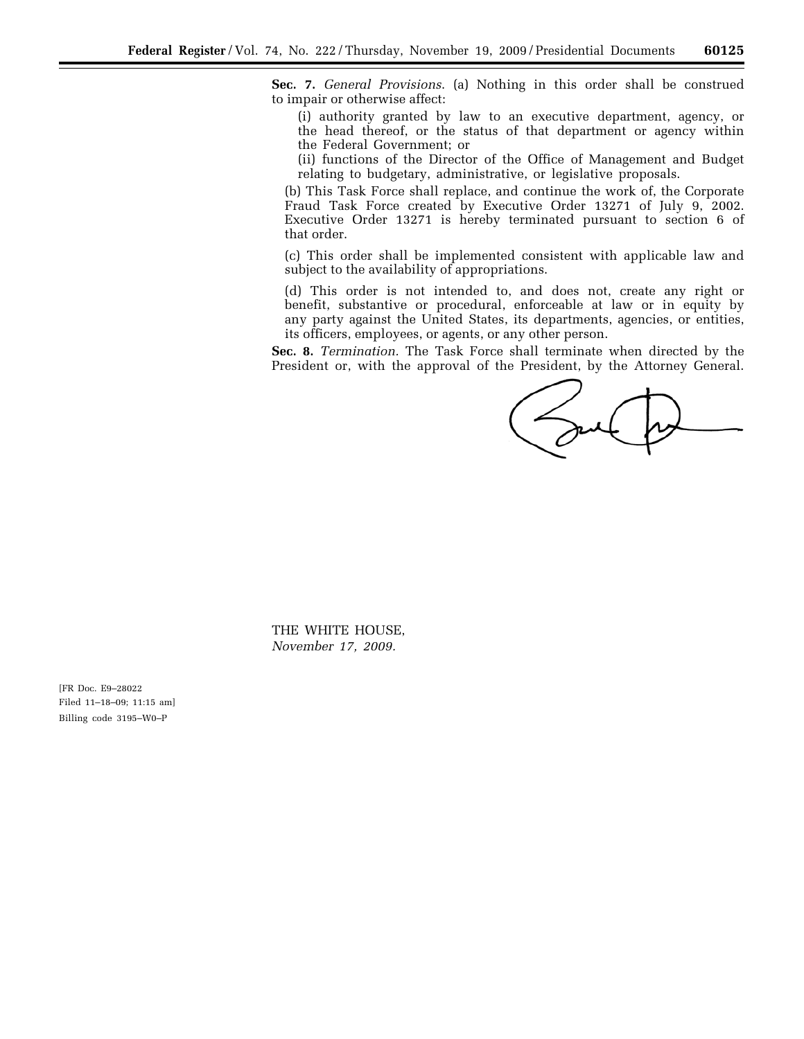**Sec. 7.** *General Provisions.* (a) Nothing in this order shall be construed to impair or otherwise affect:

(i) authority granted by law to an executive department, agency, or the head thereof, or the status of that department or agency within the Federal Government; or

(ii) functions of the Director of the Office of Management and Budget relating to budgetary, administrative, or legislative proposals.

(b) This Task Force shall replace, and continue the work of, the Corporate Fraud Task Force created by Executive Order 13271 of July 9, 2002. Executive Order 13271 is hereby terminated pursuant to section 6 of that order.

(c) This order shall be implemented consistent with applicable law and subject to the availability of appropriations.

(d) This order is not intended to, and does not, create any right or benefit, substantive or procedural, enforceable at law or in equity by any party against the United States, its departments, agencies, or entities, its officers, employees, or agents, or any other person.

**Sec. 8.** *Termination.* The Task Force shall terminate when directed by the President or, with the approval of the President, by the Attorney General.

THE WHITE HOUSE,
*November 17, 2009.*

[FR Doc. E9–28022
Filed 11–18–09; 11:15 am]
Billing code 3195–W0–P